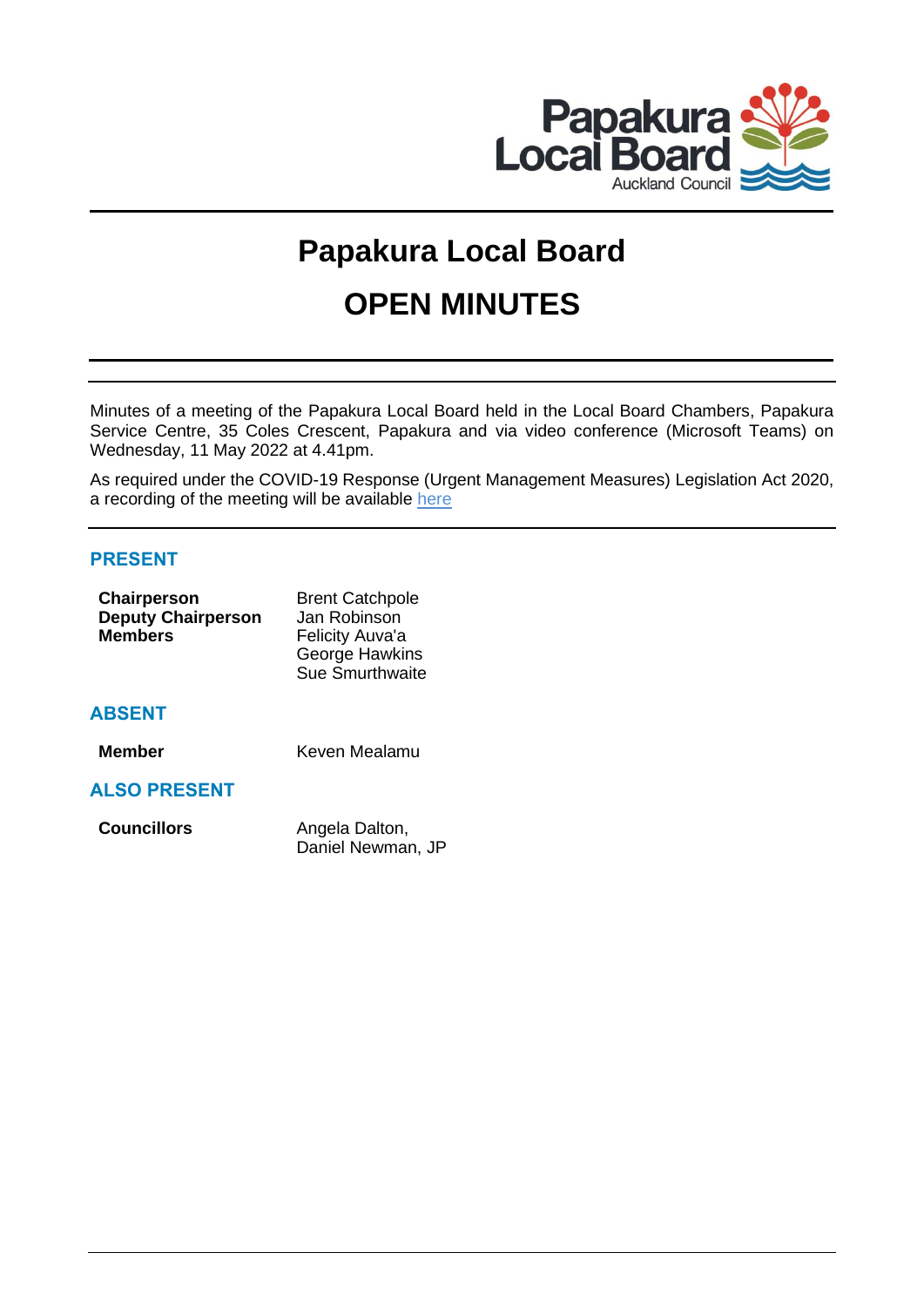Papakura Local Board
Auckland Council

# Papakura Local Board

# OPEN MINUTES

Minutes of a meeting of the Papakura Local Board held in the Local Board Chambers, Papakura Service Centre, 35 Coles Crescent, Papakura and via video conference (Microsoft Teams) on Wednesday, 11 May 2022 at 4.41pm.

As required under the COVID-19 Response (Urgent Management Measures) Legislation Act 2020, a recording of the meeting will be available here

## PRESENT

| | |
|---|---|
| **Chairperson** | Brent Catchpole |
| **Deputy Chairperson** | Jan Robinson |
| **Members** | Felicity Auva'a |
| | George Hawkins |
| | Sue Smurthwaite |

## ABSENT

| | |
|---|---|
| **Member** | Keven Mealamu |

## ALSO PRESENT

| | |
|---|---|
| **Councillors** | Angela Dalton, |
| | Daniel Newman, JP |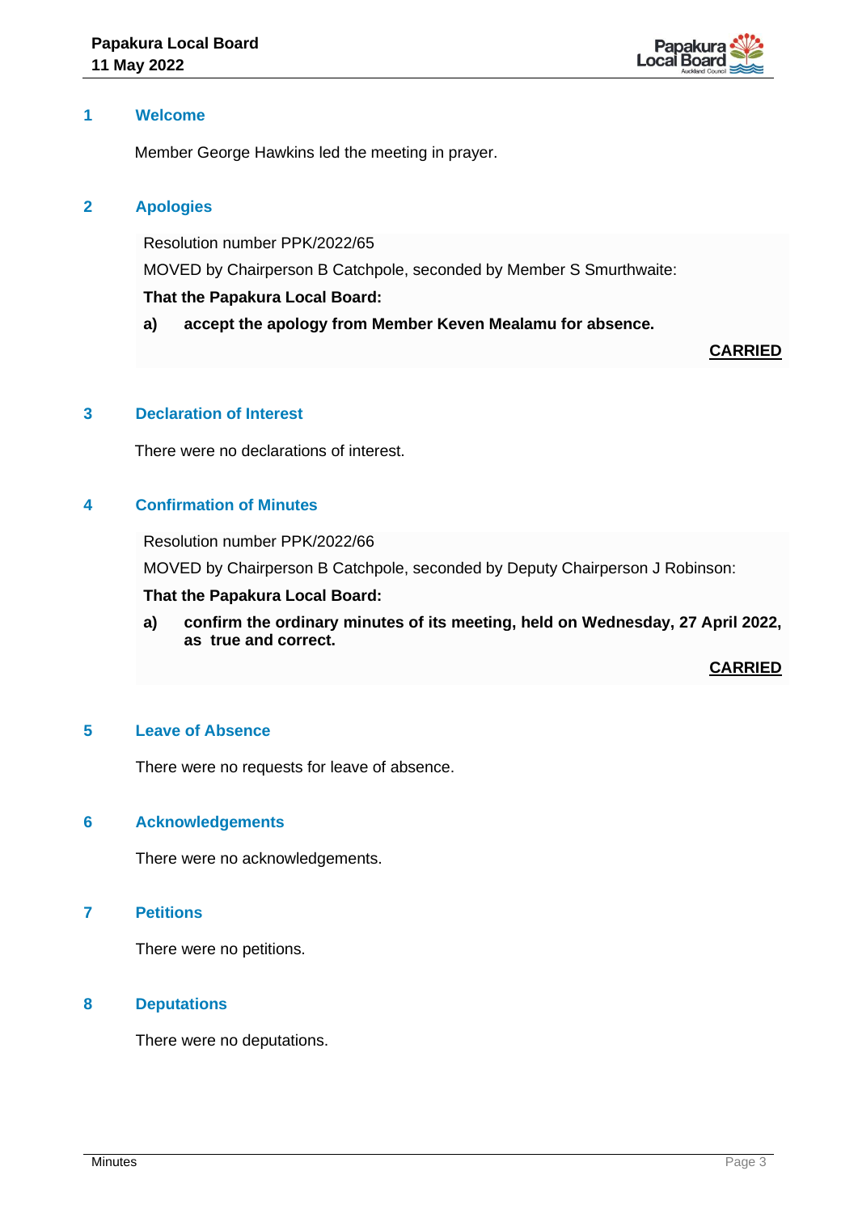## 1 Welcome

Member George Hawkins led the meeting in prayer.

## 2 Apologies

Resolution number PPK/2022/65

MOVED by Chairperson B Catchpole, seconded by Member S Smurthwaite:

**That the Papakura Local Board:**

**a) accept the apology from Member Keven Mealamu for absence.**

**CARRIED**

## 3 Declaration of Interest

There were no declarations of interest.

## 4 Confirmation of Minutes

Resolution number PPK/2022/66

MOVED by Chairperson B Catchpole, seconded by Deputy Chairperson J Robinson:

**That the Papakura Local Board:**

**a) confirm the ordinary minutes of its meeting, held on Wednesday, 27 April 2022, as true and correct.**

**CARRIED**

## 5 Leave of Absence

There were no requests for leave of absence.

## 6 Acknowledgements

There were no acknowledgements.

## 7 Petitions

There were no petitions.

## 8 Deputations

There were no deputations.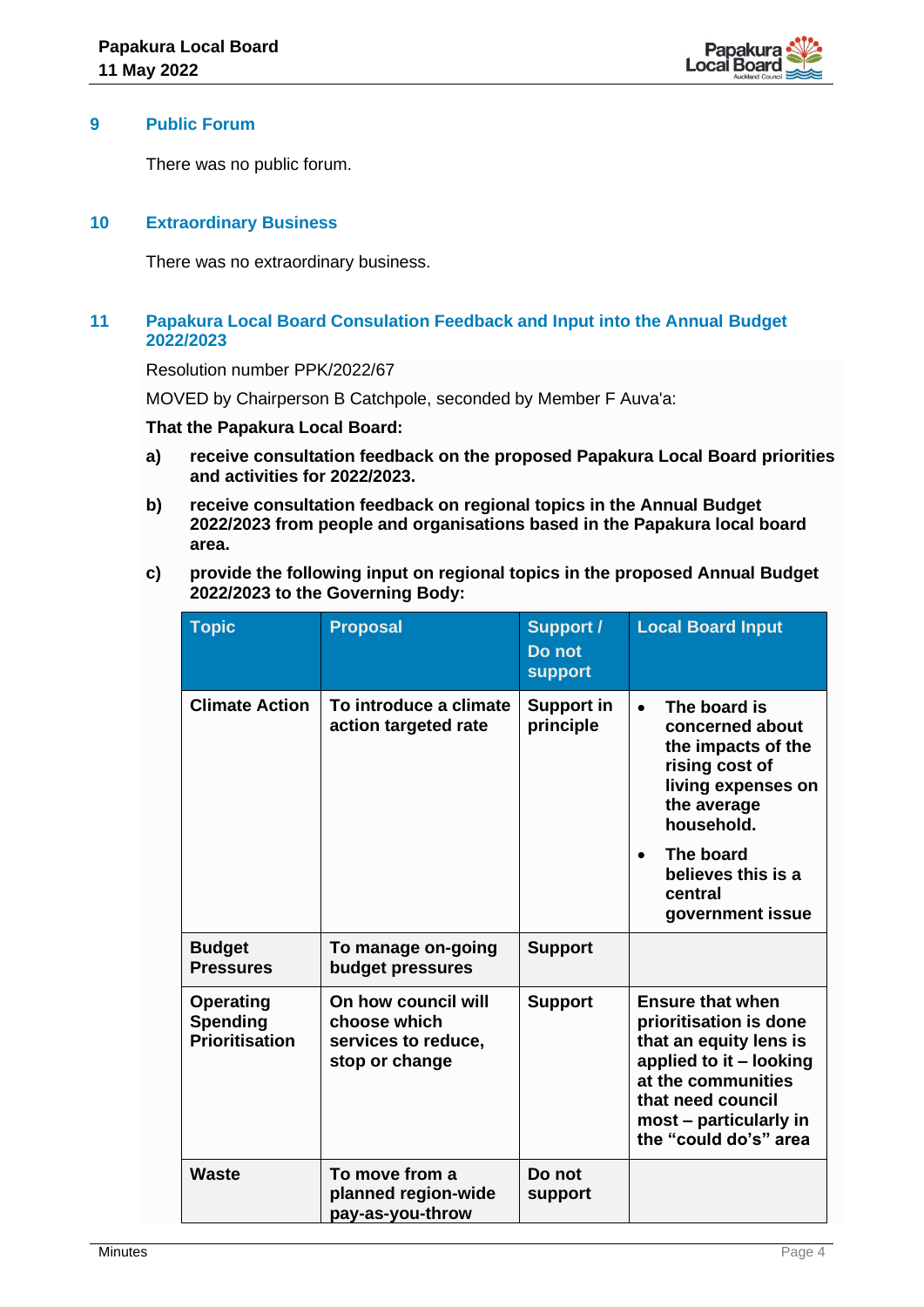## 9 Public Forum

There was no public forum.

## 10 Extraordinary Business

There was no extraordinary business.

## 11 Papakura Local Board Consulation Feedback and Input into the Annual Budget 2022/2023

Resolution number PPK/2022/67

MOVED by Chairperson B Catchpole, seconded by Member F Auva'a:

**That the Papakura Local Board:**

**a) receive consultation feedback on the proposed Papakura Local Board priorities and activities for 2022/2023.**

**b) receive consultation feedback on regional topics in the Annual Budget 2022/2023 from people and organisations based in the Papakura local board area.**

**c) provide the following input on regional topics in the proposed Annual Budget 2022/2023 to the Governing Body:**

| Topic | Proposal | Support / Do not support | Local Board Input |
|---|---|---|---|
| **Climate Action** | **To introduce a climate action targeted rate** | **Support in principle** | • **The board is concerned about the impacts of the rising cost of living expenses on the average household.**<br>• **The board believes this is a central government issue** |
| **Budget Pressures** | **To manage on-going budget pressures** | **Support** | |
| **Operating Spending Prioritisation** | **On how council will choose which services to reduce, stop or change** | **Support** | **Ensure that when prioritisation is done that an equity lens is applied to it – looking at the communities that need council most – particularly in the "could do's" area** |
| **Waste** | **To move from a planned region-wide pay-as-you-throw** | **Do not support** | |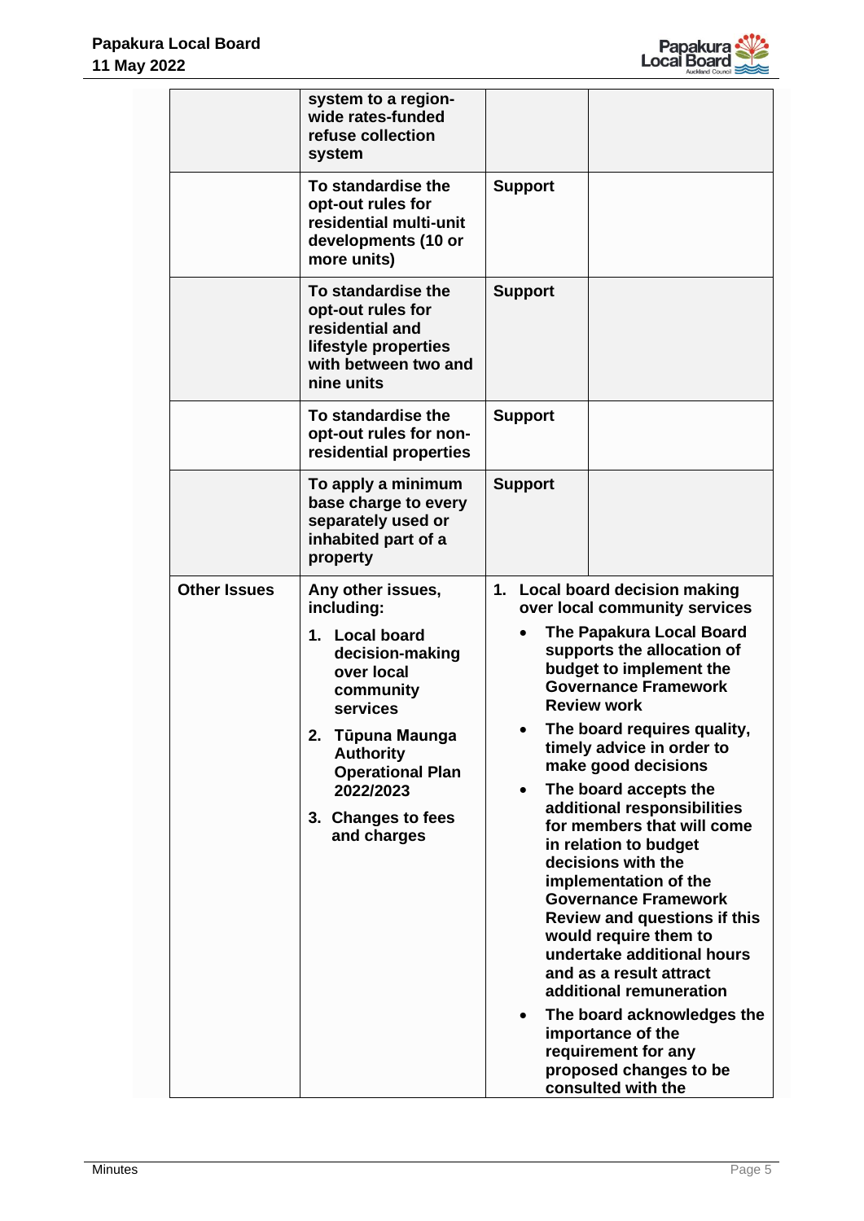| | | | |
|---|---|---|---|
| | system to a region-wide rates-funded refuse collection system | | |
| | To standardise the opt-out rules for residential multi-unit developments (10 or more units) | Support | |
| | To standardise the opt-out rules for residential and lifestyle properties with between two and nine units | Support | |
| | To standardise the opt-out rules for non-residential properties | Support | |
| | To apply a minimum base charge to every separately used or inhabited part of a property | Support | |
| Other Issues | Any other issues, including:<br>1. Local board decision-making over local community services<br>2. Tūpuna Maunga Authority Operational Plan 2022/2023<br>3. Changes to fees and charges | 1. Local board decision making over local community services<br>• The Papakura Local Board supports the allocation of budget to implement the Governance Framework Review work<br>• The board requires quality, timely advice in order to make good decisions<br>• The board accepts the additional responsibilities for members that will come in relation to budget decisions with the implementation of the Governance Framework Review and questions if this would require them to undertake additional hours and as a result attract additional remuneration<br>• The board acknowledges the importance of the requirement for any proposed changes to be consulted with the | |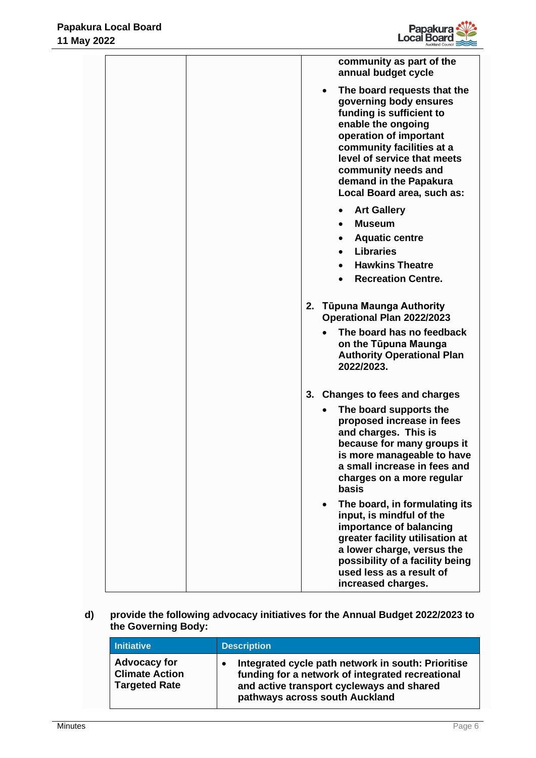| | | **community as part of the annual budget cycle**<br>• **The board requests that the governing body ensures funding is sufficient to enable the ongoing operation of important community facilities at a level of service that meets community needs and demand in the Papakura Local Board area, such as:**<br>&nbsp;&nbsp;• **Art Gallery**<br>&nbsp;&nbsp;• **Museum**<br>&nbsp;&nbsp;• **Aquatic centre**<br>&nbsp;&nbsp;• **Libraries**<br>&nbsp;&nbsp;• **Hawkins Theatre**<br>&nbsp;&nbsp;• **Recreation Centre.**<br><br>**2. Tūpuna Maunga Authority Operational Plan 2022/2023**<br>• **The board has no feedback on the Tūpuna Maunga Authority Operational Plan 2022/2023.**<br><br>**3. Changes to fees and charges**<br>• **The board supports the proposed increase in fees and charges. This is because for many groups it is more manageable to have a small increase in fees and charges on a more regular basis**<br>• **The board, in formulating its input, is mindful of the importance of balancing greater facility utilisation at a lower charge, versus the possibility of a facility being used less as a result of increased charges.** |
|---|---|---|

**d) provide the following advocacy initiatives for the Annual Budget 2022/2023 to the Governing Body:**

| Initiative | Description |
|---|---|
| **Advocacy for Climate Action Targeted Rate** | • **Integrated cycle path network in south: Prioritise funding for a network of integrated recreational and active transport cycleways and shared pathways across south Auckland** |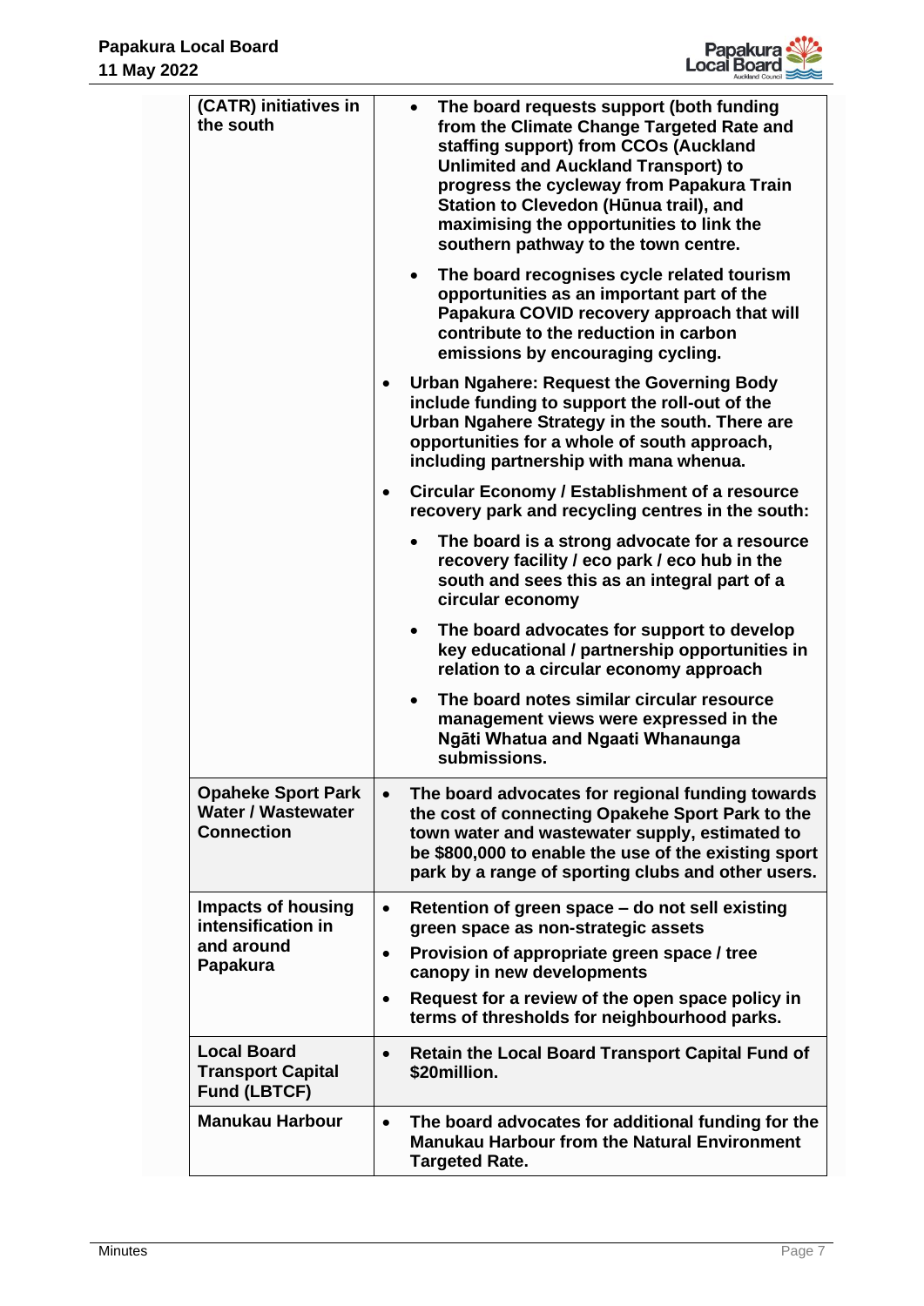| | |
|---|---|
| **(CATR) initiatives in the south** | • **The board requests support (both funding from the Climate Change Targeted Rate and staffing support) from CCOs (Auckland Unlimited and Auckland Transport) to progress the cycleway from Papakura Train Station to Clevedon (Hūnua trail), and maximising the opportunities to link the southern pathway to the town centre.**<br>• **The board recognises cycle related tourism opportunities as an important part of the Papakura COVID recovery approach that will contribute to the reduction in carbon emissions by encouraging cycling.**<br>• **Urban Ngahere: Request the Governing Body include funding to support the roll-out of the Urban Ngahere Strategy in the south. There are opportunities for a whole of south approach, including partnership with mana whenua.**<br>• **Circular Economy / Establishment of a resource recovery park and recycling centres in the south:**<br>• **The board is a strong advocate for a resource recovery facility / eco park / eco hub in the south and sees this as an integral part of a circular economy**<br>• **The board advocates for support to develop key educational / partnership opportunities in relation to a circular economy approach**<br>• **The board notes similar circular resource management views were expressed in the Ngāti Whatua and Ngaati Whanaunga submissions.** |
| **Opaheke Sport Park Water / Wastewater Connection** | • **The board advocates for regional funding towards the cost of connecting Opakehe Sport Park to the town water and wastewater supply, estimated to be \$800,000 to enable the use of the existing sport park by a range of sporting clubs and other users.** |
| **Impacts of housing intensification in and around Papakura** | • **Retention of green space – do not sell existing green space as non-strategic assets**<br>• **Provision of appropriate green space / tree canopy in new developments**<br>• **Request for a review of the open space policy in terms of thresholds for neighbourhood parks.** |
| **Local Board Transport Capital Fund (LBTCF)** | • **Retain the Local Board Transport Capital Fund of \$20million.** |
| **Manukau Harbour** | • **The board advocates for additional funding for the Manukau Harbour from the Natural Environment Targeted Rate.** |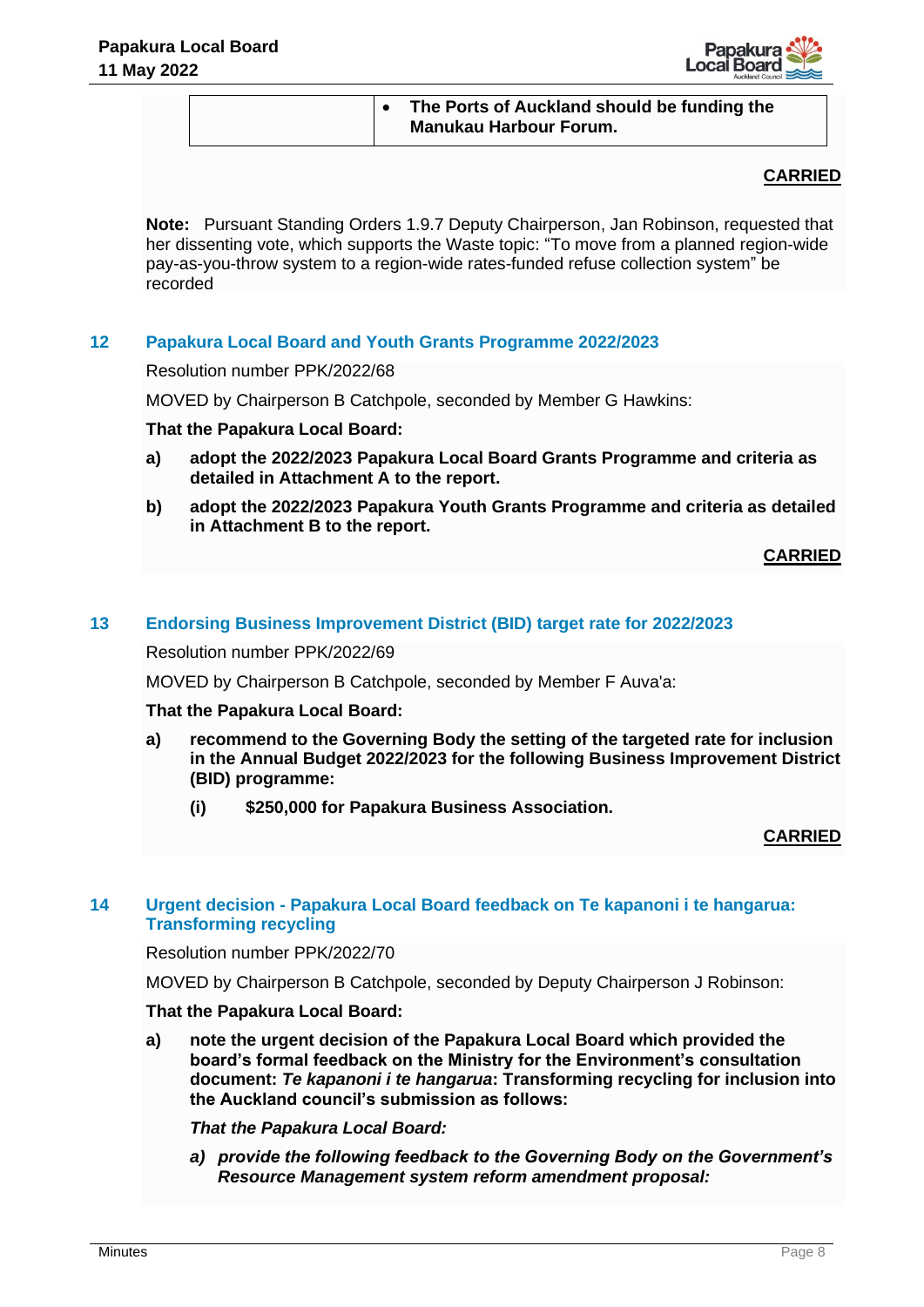|  | • **The Ports of Auckland should be funding the Manukau Harbour Forum.** |
|---|---|

**CARRIED**

**Note:** Pursuant Standing Orders 1.9.7 Deputy Chairperson, Jan Robinson, requested that her dissenting vote, which supports the Waste topic: "To move from a planned region-wide pay-as-you-throw system to a region-wide rates-funded refuse collection system" be recorded

## 12 Papakura Local Board and Youth Grants Programme 2022/2023

Resolution number PPK/2022/68

MOVED by Chairperson B Catchpole, seconded by Member G Hawkins:

**That the Papakura Local Board:**

**a) adopt the 2022/2023 Papakura Local Board Grants Programme and criteria as detailed in Attachment A to the report.**

**b) adopt the 2022/2023 Papakura Youth Grants Programme and criteria as detailed in Attachment B to the report.**

**CARRIED**

## 13 Endorsing Business Improvement District (BID) target rate for 2022/2023

Resolution number PPK/2022/69

MOVED by Chairperson B Catchpole, seconded by Member F Auva'a:

**That the Papakura Local Board:**

**a) recommend to the Governing Body the setting of the targeted rate for inclusion in the Annual Budget 2022/2023 for the following Business Improvement District (BID) programme:**

**(i) $250,000 for Papakura Business Association.**

**CARRIED**

## 14 Urgent decision - Papakura Local Board feedback on Te kapanoni i te hangarua: Transforming recycling

Resolution number PPK/2022/70

MOVED by Chairperson B Catchpole, seconded by Deputy Chairperson J Robinson:

**That the Papakura Local Board:**

**a) note the urgent decision of the Papakura Local Board which provided the board's formal feedback on the Ministry for the Environment's consultation document: *Te kapanoni i te hangarua*: Transforming recycling for inclusion into the Auckland council's submission as follows:**

***That the Papakura Local Board:***

***a) provide the following feedback to the Governing Body on the Government's Resource Management system reform amendment proposal:***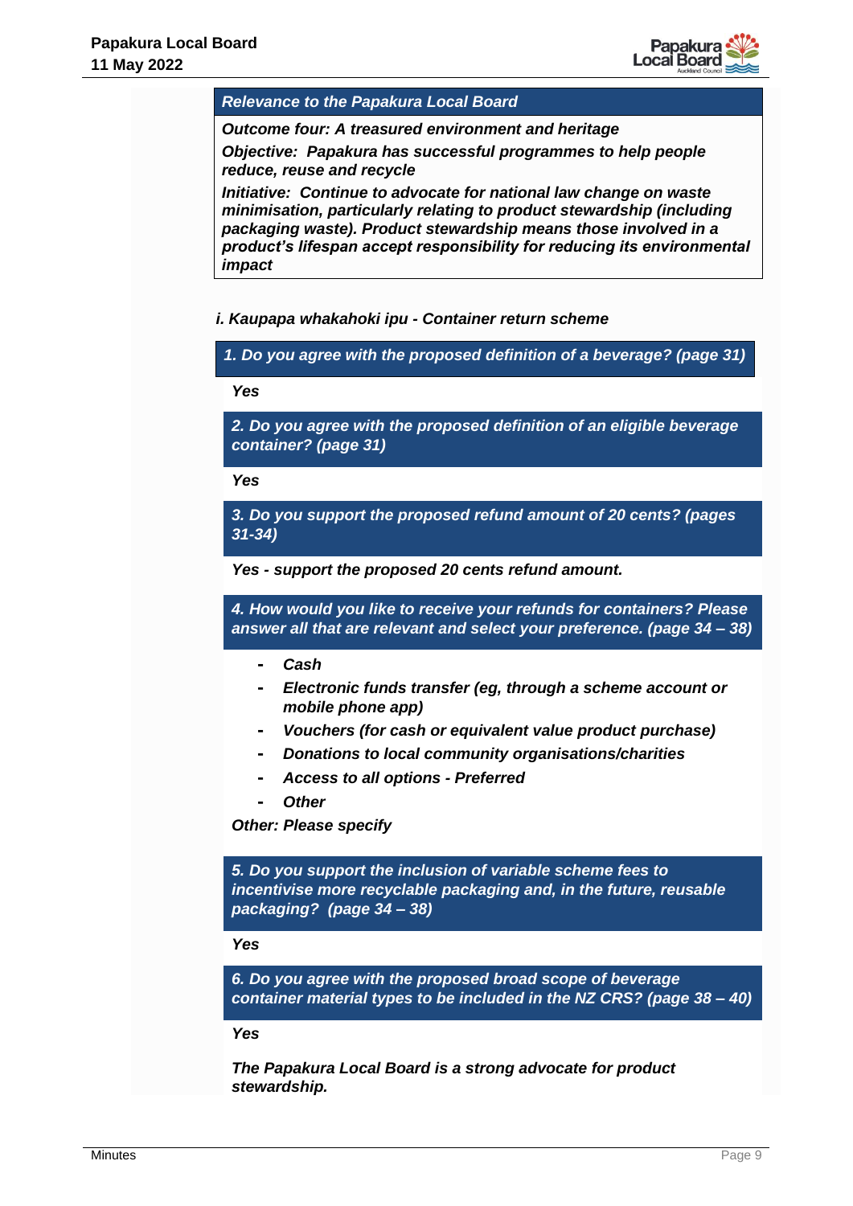***Relevance to the Papakura Local Board***

***Outcome four: A treasured environment and heritage***

***Objective: Papakura has successful programmes to help people reduce, reuse and recycle***

***Initiative: Continue to advocate for national law change on waste minimisation, particularly relating to product stewardship (including packaging waste). Product stewardship means those involved in a product's lifespan accept responsibility for reducing its environmental impact***

***i. Kaupapa whakahoki ipu - Container return scheme***

***1. Do you agree with the proposed definition of a beverage? (page 31)***

***Yes***

***2. Do you agree with the proposed definition of an eligible beverage container? (page 31)***

***Yes***

***3. Do you support the proposed refund amount of 20 cents? (pages 31-34)***

***Yes - support the proposed 20 cents refund amount.***

***4. How would you like to receive your refunds for containers? Please answer all that are relevant and select your preference. (page 34 – 38)***

- ***Cash***
- ***Electronic funds transfer (eg, through a scheme account or mobile phone app)***
- ***Vouchers (for cash or equivalent value product purchase)***
- ***Donations to local community organisations/charities***
- ***Access to all options - Preferred***
- ***Other***

***Other: Please specify***

***5. Do you support the inclusion of variable scheme fees to incentivise more recyclable packaging and, in the future, reusable packaging? (page 34 – 38)***

***Yes***

***6. Do you agree with the proposed broad scope of beverage container material types to be included in the NZ CRS? (page 38 – 40)***

***Yes***

***The Papakura Local Board is a strong advocate for product stewardship.***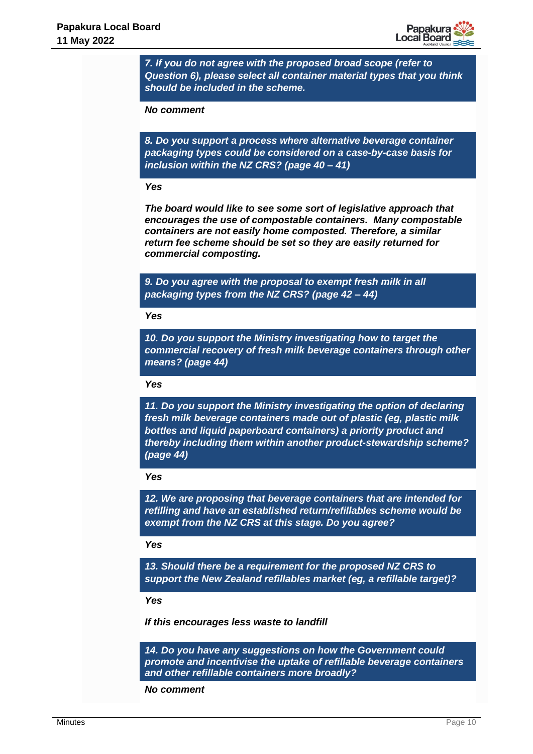***7. If you do not agree with the proposed broad scope (refer to Question 6), please select all container material types that you think should be included in the scheme.***

***No comment***

***8. Do you support a process where alternative beverage container packaging types could be considered on a case-by-case basis for inclusion within the NZ CRS? (page 40 – 41)***

***Yes***

***The board would like to see some sort of legislative approach that encourages the use of compostable containers. Many compostable containers are not easily home composted. Therefore, a similar return fee scheme should be set so they are easily returned for commercial composting.***

***9. Do you agree with the proposal to exempt fresh milk in all packaging types from the NZ CRS? (page 42 – 44)***

***Yes***

***10. Do you support the Ministry investigating how to target the commercial recovery of fresh milk beverage containers through other means? (page 44)***

***Yes***

***11. Do you support the Ministry investigating the option of declaring fresh milk beverage containers made out of plastic (eg, plastic milk bottles and liquid paperboard containers) a priority product and thereby including them within another product-stewardship scheme? (page 44)***

***Yes***

***12. We are proposing that beverage containers that are intended for refilling and have an established return/refillables scheme would be exempt from the NZ CRS at this stage. Do you agree?***

***Yes***

***13. Should there be a requirement for the proposed NZ CRS to support the New Zealand refillables market (eg, a refillable target)?***

***Yes***

***If this encourages less waste to landfill***

***14. Do you have any suggestions on how the Government could promote and incentivise the uptake of refillable beverage containers and other refillable containers more broadly?***

***No comment***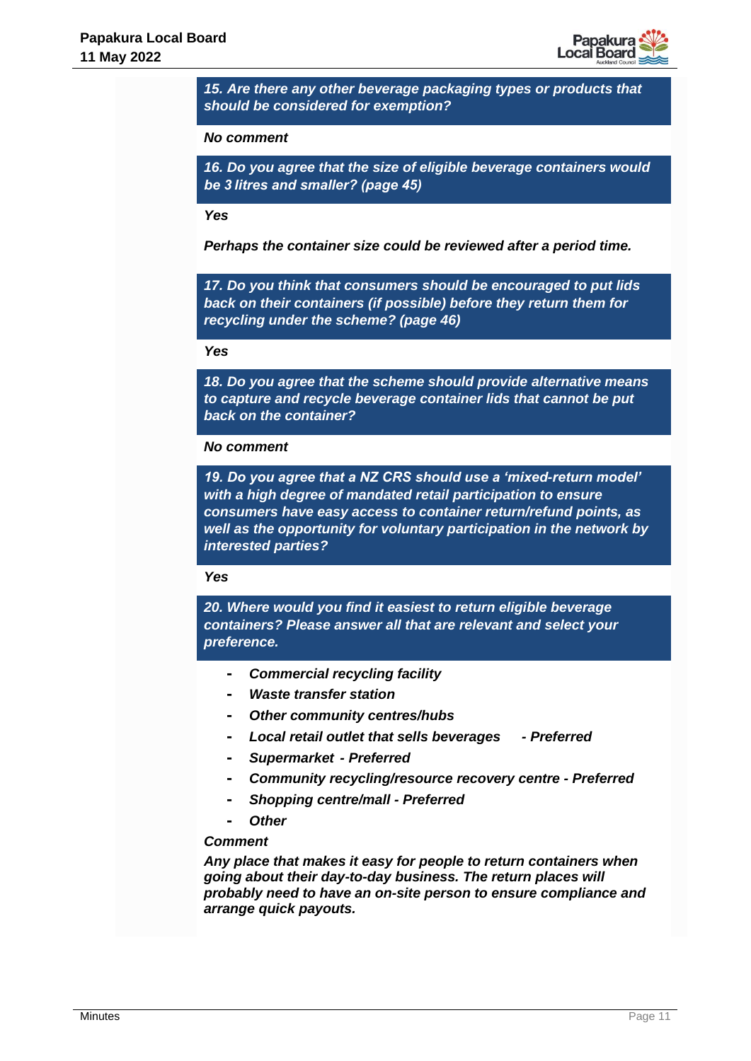***15. Are there any other beverage packaging types or products that should be considered for exemption?***

***No comment***

***16. Do you agree that the size of eligible beverage containers would be 3 litres and smaller? (page 45)***

***Yes***

***Perhaps the container size could be reviewed after a period time.***

***17. Do you think that consumers should be encouraged to put lids back on their containers (if possible) before they return them for recycling under the scheme? (page 46)***

***Yes***

***18. Do you agree that the scheme should provide alternative means to capture and recycle beverage container lids that cannot be put back on the container?***

***No comment***

***19. Do you agree that a NZ CRS should use a 'mixed-return model' with a high degree of mandated retail participation to ensure consumers have easy access to container return/refund points, as well as the opportunity for voluntary participation in the network by interested parties?***

***Yes***

***20. Where would you find it easiest to return eligible beverage containers? Please answer all that are relevant and select your preference.***

- ***Commercial recycling facility***
- ***Waste transfer station***
- ***Other community centres/hubs***
- ***Local retail outlet that sells beverages - Preferred***
- ***Supermarket - Preferred***
- ***Community recycling/resource recovery centre - Preferred***
- ***Shopping centre/mall - Preferred***
- ***Other***

***Comment***

***Any place that makes it easy for people to return containers when going about their day-to-day business. The return places will probably need to have an on-site person to ensure compliance and arrange quick payouts.***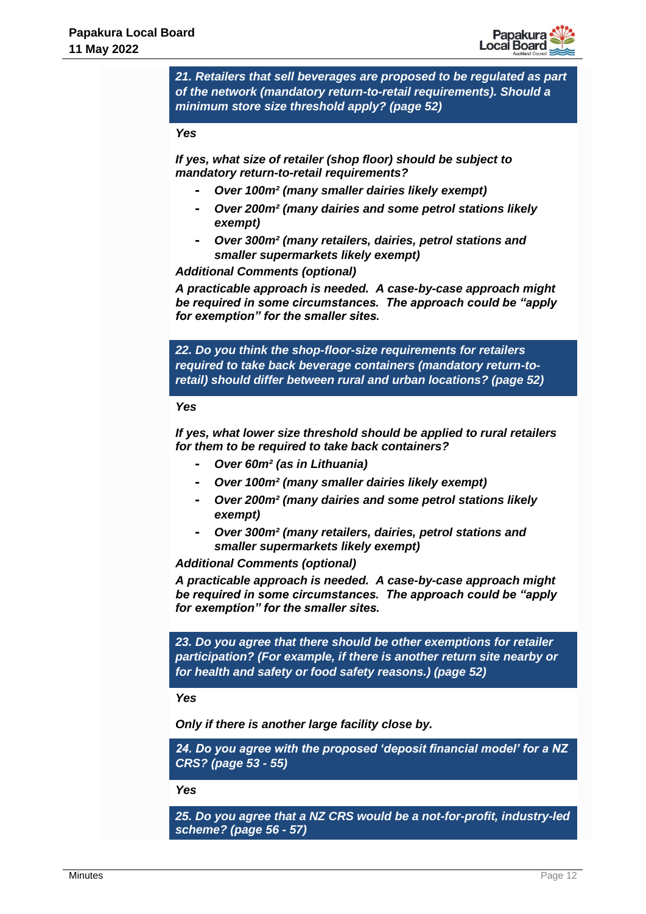***21. Retailers that sell beverages are proposed to be regulated as part of the network (mandatory return-to-retail requirements). Should a minimum store size threshold apply? (page 52)***

***Yes***

***If yes, what size of retailer (shop floor) should be subject to mandatory return-to-retail requirements?***

- ***Over 100m² (many smaller dairies likely exempt)***
- ***Over 200m² (many dairies and some petrol stations likely exempt)***
- ***Over 300m² (many retailers, dairies, petrol stations and smaller supermarkets likely exempt)***

***Additional Comments (optional)***

***A practicable approach is needed. A case-by-case approach might be required in some circumstances. The approach could be "apply for exemption" for the smaller sites.***

***22. Do you think the shop-floor-size requirements for retailers required to take back beverage containers (mandatory return-to-retail) should differ between rural and urban locations? (page 52)***

***Yes***

***If yes, what lower size threshold should be applied to rural retailers for them to be required to take back containers?***

- ***Over 60m² (as in Lithuania)***
- ***Over 100m² (many smaller dairies likely exempt)***
- ***Over 200m² (many dairies and some petrol stations likely exempt)***
- ***Over 300m² (many retailers, dairies, petrol stations and smaller supermarkets likely exempt)***

***Additional Comments (optional)***

***A practicable approach is needed. A case-by-case approach might be required in some circumstances. The approach could be "apply for exemption" for the smaller sites.***

***23. Do you agree that there should be other exemptions for retailer participation? (For example, if there is another return site nearby or for health and safety or food safety reasons.) (page 52)***

***Yes***

***Only if there is another large facility close by.***

***24. Do you agree with the proposed 'deposit financial model' for a NZ CRS? (page 53 - 55)***

***Yes***

***25. Do you agree that a NZ CRS would be a not-for-profit, industry-led scheme? (page 56 - 57)***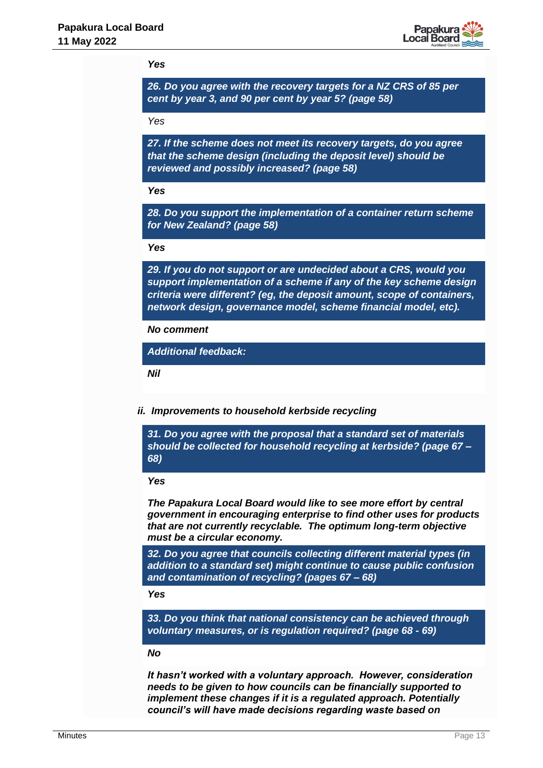***Yes***

***26. Do you agree with the recovery targets for a NZ CRS of 85 per cent by year 3, and 90 per cent by year 5? (page 58)***

*Yes*

***27. If the scheme does not meet its recovery targets, do you agree that the scheme design (including the deposit level) should be reviewed and possibly increased? (page 58)***

***Yes***

***28. Do you support the implementation of a container return scheme for New Zealand? (page 58)***

***Yes***

***29. If you do not support or are undecided about a CRS, would you support implementation of a scheme if any of the key scheme design criteria were different? (eg, the deposit amount, scope of containers, network design, governance model, scheme financial model, etc).***

***No comment***

***Additional feedback:***

***Nil***

***ii. Improvements to household kerbside recycling***

***31. Do you agree with the proposal that a standard set of materials should be collected for household recycling at kerbside? (page 67 – 68)***

***Yes***

***The Papakura Local Board would like to see more effort by central government in encouraging enterprise to find other uses for products that are not currently recyclable. The optimum long-term objective must be a circular economy.***

***32. Do you agree that councils collecting different material types (in addition to a standard set) might continue to cause public confusion and contamination of recycling? (pages 67 – 68)***

***Yes***

***33. Do you think that national consistency can be achieved through voluntary measures, or is regulation required? (page 68 - 69)***

***No***

***It hasn't worked with a voluntary approach. However, consideration needs to be given to how councils can be financially supported to implement these changes if it is a regulated approach. Potentially council's will have made decisions regarding waste based on***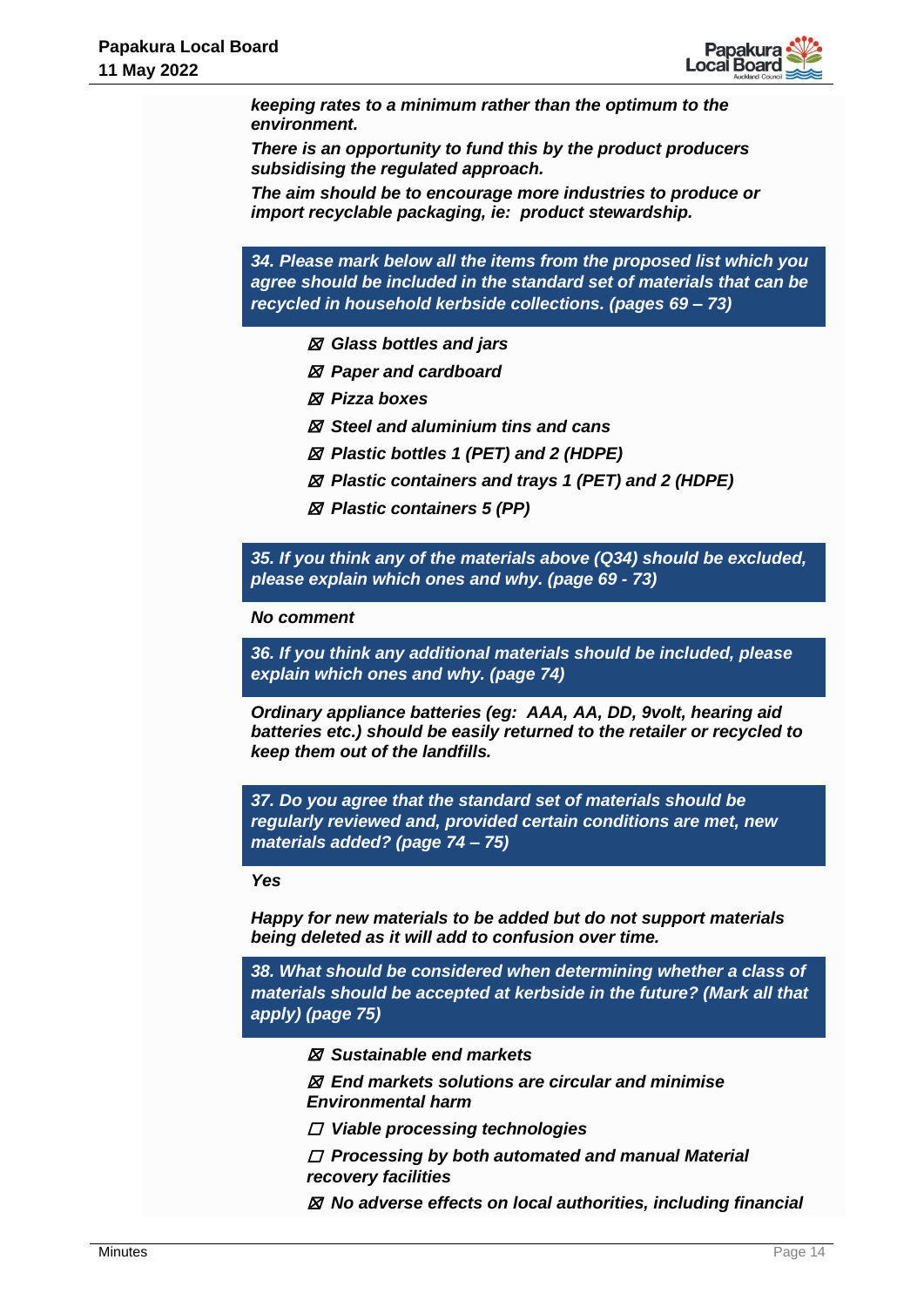***keeping rates to a minimum rather than the optimum to the environment.***

***There is an opportunity to fund this by the product producers subsidising the regulated approach.***

***The aim should be to encourage more industries to produce or import recyclable packaging, ie: product stewardship.***

***34. Please mark below all the items from the proposed list which you agree should be included in the standard set of materials that can be recycled in household kerbside collections. (pages 69 – 73)***

- ☒ ***Glass bottles and jars***
- ☒ ***Paper and cardboard***
- ☒ ***Pizza boxes***
- ☒ ***Steel and aluminium tins and cans***
- ☒ ***Plastic bottles 1 (PET) and 2 (HDPE)***
- ☒ ***Plastic containers and trays 1 (PET) and 2 (HDPE)***
- ☒ ***Plastic containers 5 (PP)***

***35. If you think any of the materials above (Q34) should be excluded, please explain which ones and why. (page 69 - 73)***

***No comment***

***36. If you think any additional materials should be included, please explain which ones and why. (page 74)***

***Ordinary appliance batteries (eg: AAA, AA, DD, 9volt, hearing aid batteries etc.) should be easily returned to the retailer or recycled to keep them out of the landfills.***

***37. Do you agree that the standard set of materials should be regularly reviewed and, provided certain conditions are met, new materials added? (page 74 – 75)***

***Yes***

***Happy for new materials to be added but do not support materials being deleted as it will add to confusion over time.***

***38. What should be considered when determining whether a class of materials should be accepted at kerbside in the future? (Mark all that apply) (page 75)***

- ☒ ***Sustainable end markets***
- ☒ ***End markets solutions are circular and minimise Environmental harm***
- ☐ ***Viable processing technologies***
- ☐ ***Processing by both automated and manual Material recovery facilities***
- ☒ ***No adverse effects on local authorities, including financial***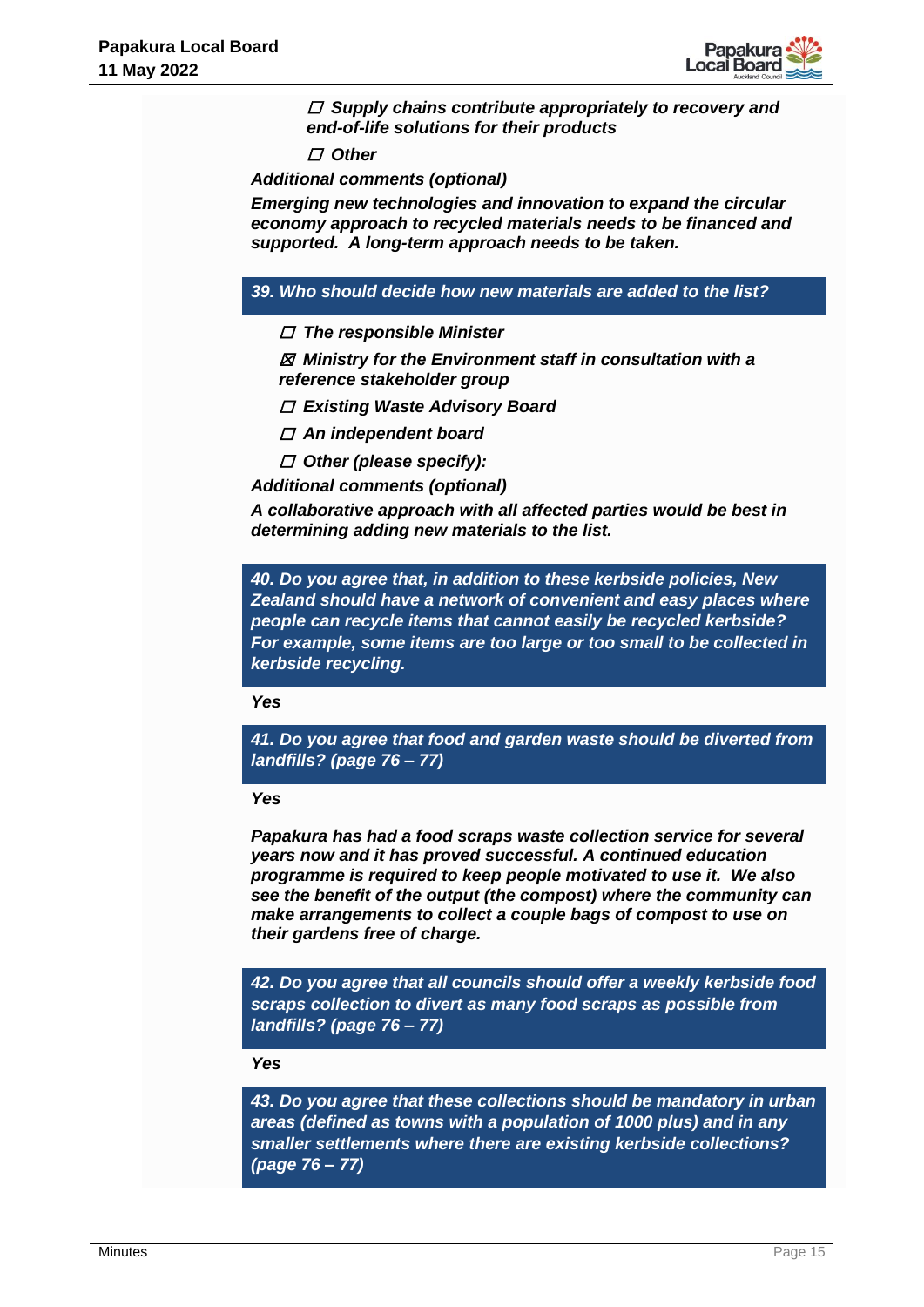☐ ***Supply chains contribute appropriately to recovery and end-of-life solutions for their products***

☐ ***Other***

***Additional comments (optional)***

***Emerging new technologies and innovation to expand the circular economy approach to recycled materials needs to be financed and supported. A long-term approach needs to be taken.***

***39. Who should decide how new materials are added to the list?***

☐ ***The responsible Minister***

☒ ***Ministry for the Environment staff in consultation with a reference stakeholder group***

☐ ***Existing Waste Advisory Board***

☐ ***An independent board***

☐ ***Other (please specify):***

***Additional comments (optional)***

***A collaborative approach with all affected parties would be best in determining adding new materials to the list.***

***40. Do you agree that, in addition to these kerbside policies, New Zealand should have a network of convenient and easy places where people can recycle items that cannot easily be recycled kerbside? For example, some items are too large or too small to be collected in kerbside recycling.***

***Yes***

***41. Do you agree that food and garden waste should be diverted from landfills? (page 76 – 77)***

***Yes***

***Papakura has had a food scraps waste collection service for several years now and it has proved successful. A continued education programme is required to keep people motivated to use it. We also see the benefit of the output (the compost) where the community can make arrangements to collect a couple bags of compost to use on their gardens free of charge.***

***42. Do you agree that all councils should offer a weekly kerbside food scraps collection to divert as many food scraps as possible from landfills? (page 76 – 77)***

***Yes***

***43. Do you agree that these collections should be mandatory in urban areas (defined as towns with a population of 1000 plus) and in any smaller settlements where there are existing kerbside collections? (page 76 – 77)***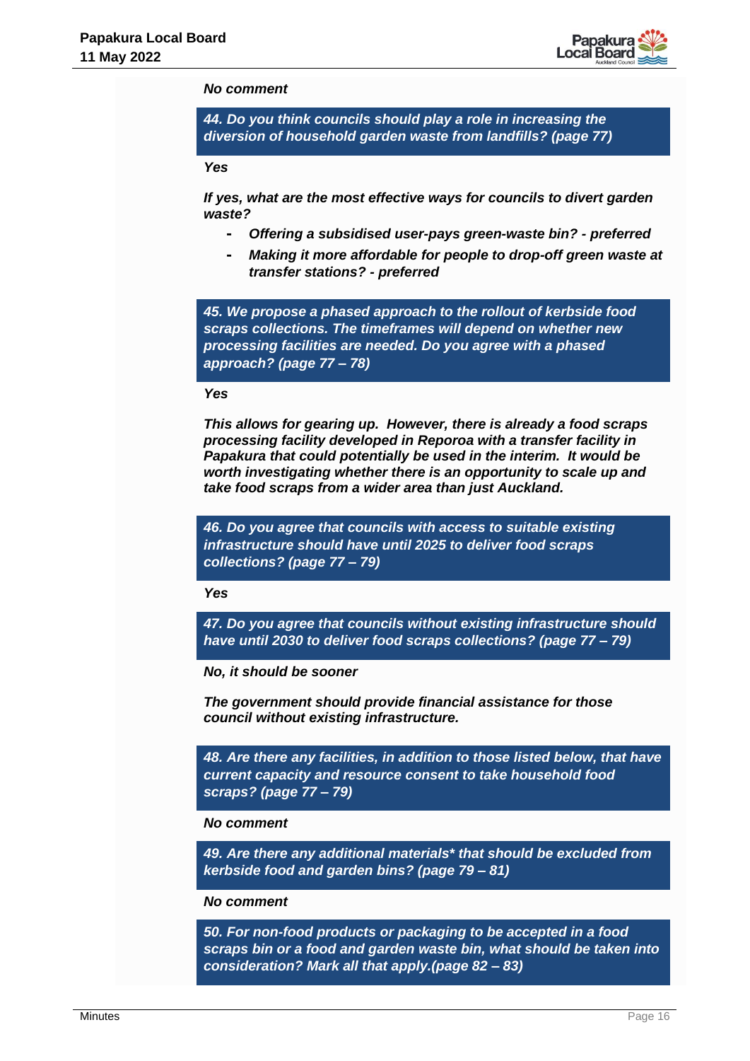***No comment***

***44. Do you think councils should play a role in increasing the diversion of household garden waste from landfills? (page 77)***

***Yes***

***If yes, what are the most effective ways for councils to divert garden waste?***

- ***Offering a subsidised user-pays green-waste bin? - preferred***
- ***Making it more affordable for people to drop-off green waste at transfer stations? - preferred***

***45. We propose a phased approach to the rollout of kerbside food scraps collections. The timeframes will depend on whether new processing facilities are needed. Do you agree with a phased approach? (page 77 – 78)***

***Yes***

***This allows for gearing up. However, there is already a food scraps processing facility developed in Reporoa with a transfer facility in Papakura that could potentially be used in the interim. It would be worth investigating whether there is an opportunity to scale up and take food scraps from a wider area than just Auckland.***

***46. Do you agree that councils with access to suitable existing infrastructure should have until 2025 to deliver food scraps collections? (page 77 – 79)***

***Yes***

***47. Do you agree that councils without existing infrastructure should have until 2030 to deliver food scraps collections? (page 77 – 79)***

***No, it should be sooner***

***The government should provide financial assistance for those council without existing infrastructure.***

***48. Are there any facilities, in addition to those listed below, that have current capacity and resource consent to take household food scraps? (page 77 – 79)***

***No comment***

***49. Are there any additional materials* that should be excluded from kerbside food and garden bins? (page 79 – 81)***

***No comment***

***50. For non-food products or packaging to be accepted in a food scraps bin or a food and garden waste bin, what should be taken into consideration? Mark all that apply.(page 82 – 83)***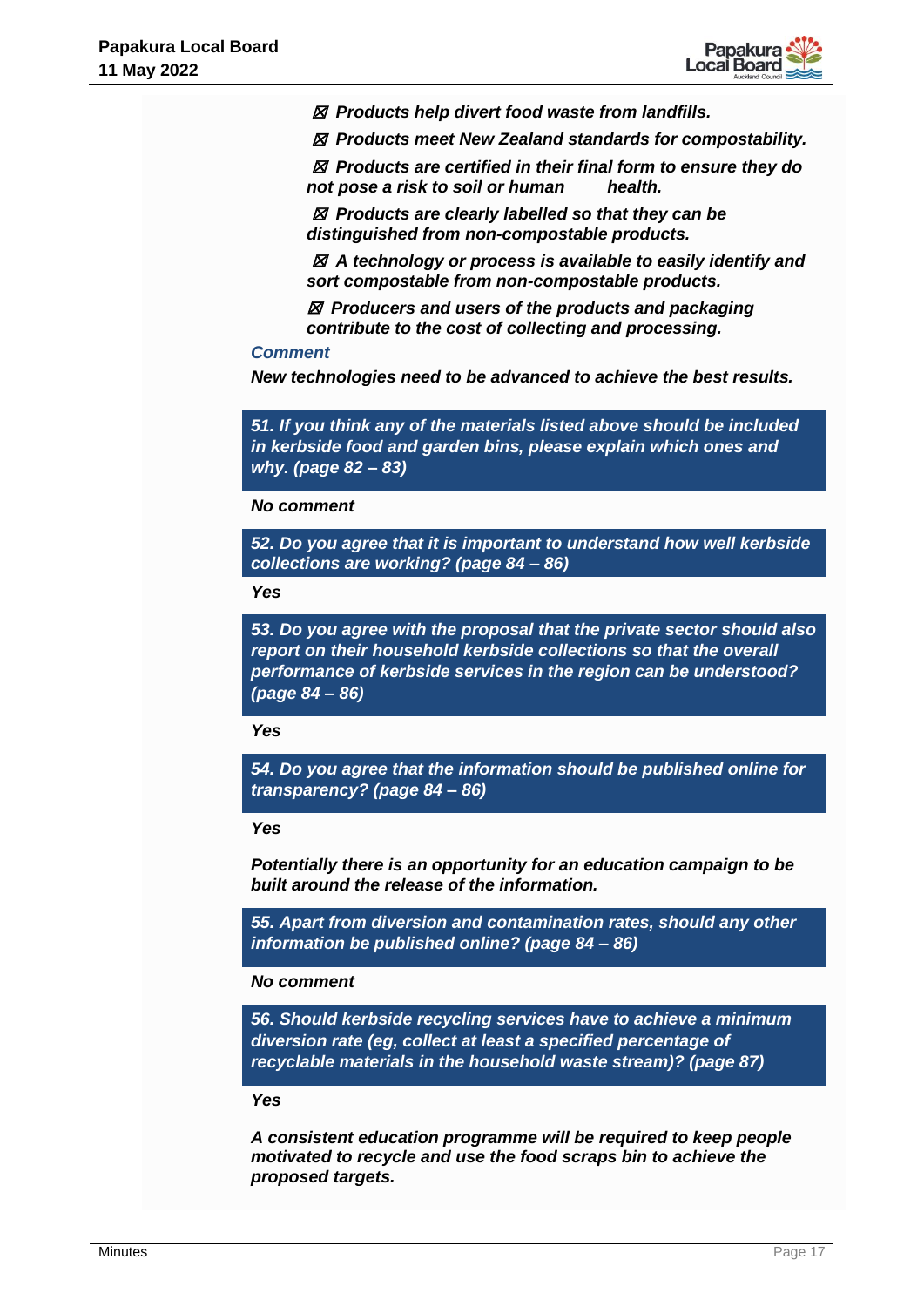***☒ Products help divert food waste from landfills.***

***☒ Products meet New Zealand standards for compostability.***

***☒ Products are certified in their final form to ensure they do not pose a risk to soil or human health.***

***☒ Products are clearly labelled so that they can be distinguished from non-compostable products.***

***☒ A technology or process is available to easily identify and sort compostable from non-compostable products.***

***☒ Producers and users of the products and packaging contribute to the cost of collecting and processing.***

***Comment***

***New technologies need to be advanced to achieve the best results.***

***51. If you think any of the materials listed above should be included in kerbside food and garden bins, please explain which ones and why. (page 82 – 83)***

***No comment***

***52. Do you agree that it is important to understand how well kerbside collections are working? (page 84 – 86)***

***Yes***

***53. Do you agree with the proposal that the private sector should also report on their household kerbside collections so that the overall performance of kerbside services in the region can be understood? (page 84 – 86)***

***Yes***

***54. Do you agree that the information should be published online for transparency? (page 84 – 86)***

***Yes***

***Potentially there is an opportunity for an education campaign to be built around the release of the information.***

***55. Apart from diversion and contamination rates, should any other information be published online? (page 84 – 86)***

***No comment***

***56. Should kerbside recycling services have to achieve a minimum diversion rate (eg, collect at least a specified percentage of recyclable materials in the household waste stream)? (page 87)***

***Yes***

***A consistent education programme will be required to keep people motivated to recycle and use the food scraps bin to achieve the proposed targets.***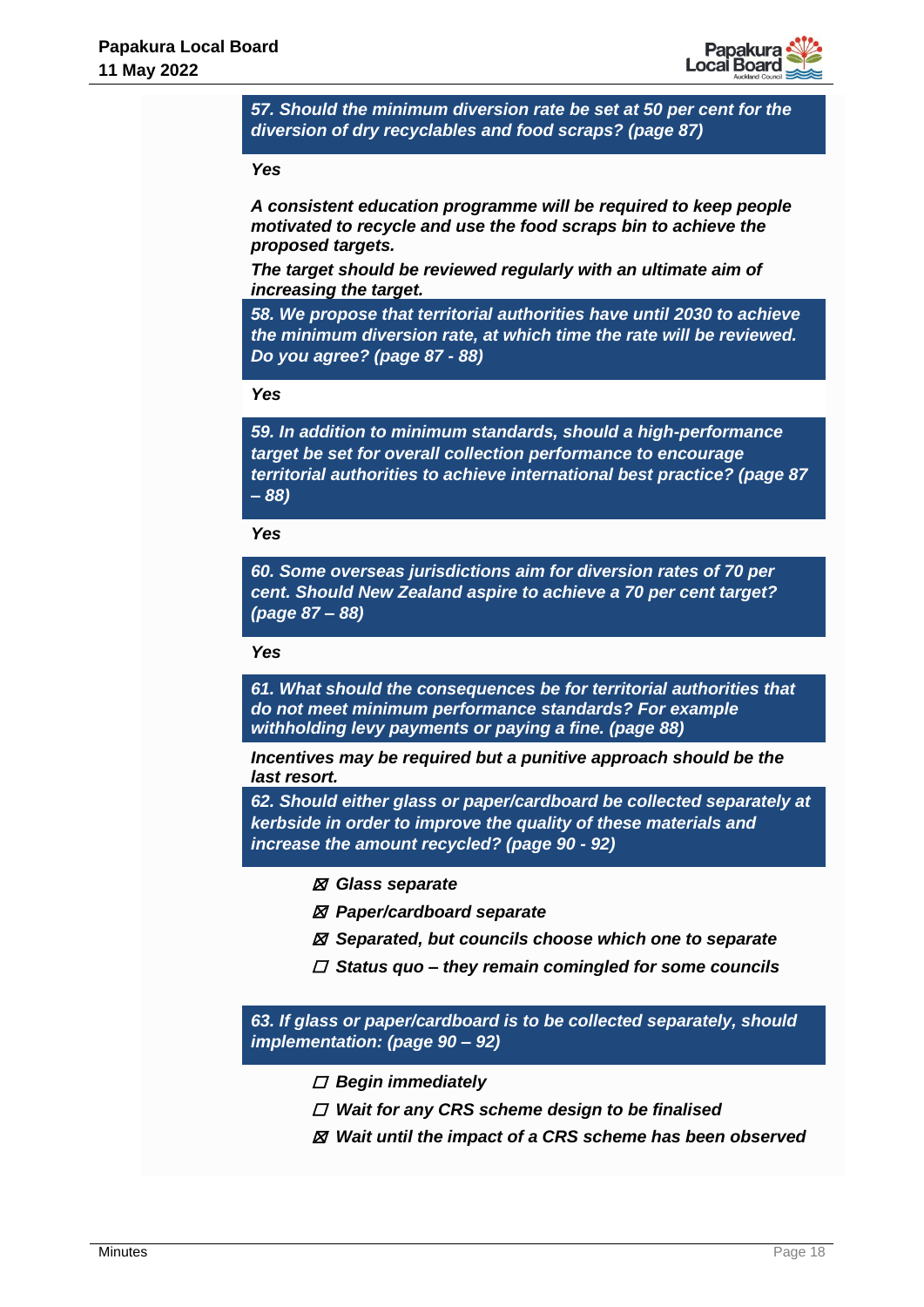***57. Should the minimum diversion rate be set at 50 per cent for the diversion of dry recyclables and food scraps? (page 87)***

***Yes***

***A consistent education programme will be required to keep people motivated to recycle and use the food scraps bin to achieve the proposed targets.***

***The target should be reviewed regularly with an ultimate aim of increasing the target.***

***58. We propose that territorial authorities have until 2030 to achieve the minimum diversion rate, at which time the rate will be reviewed. Do you agree? (page 87 - 88)***

***Yes***

***59. In addition to minimum standards, should a high-performance target be set for overall collection performance to encourage territorial authorities to achieve international best practice? (page 87 – 88)***

***Yes***

***60. Some overseas jurisdictions aim for diversion rates of 70 per cent. Should New Zealand aspire to achieve a 70 per cent target? (page 87 – 88)***

***Yes***

***61. What should the consequences be for territorial authorities that do not meet minimum performance standards? For example withholding levy payments or paying a fine. (page 88)***

***Incentives may be required but a punitive approach should be the last resort.***

***62. Should either glass or paper/cardboard be collected separately at kerbside in order to improve the quality of these materials and increase the amount recycled? (page 90 - 92)***

- ☒ ***Glass separate***
- ☒ ***Paper/cardboard separate***
- ☒ ***Separated, but councils choose which one to separate***
- ☐ ***Status quo – they remain comingled for some councils***

***63. If glass or paper/cardboard is to be collected separately, should implementation: (page 90 – 92)***

- ☐ ***Begin immediately***
- ☐ ***Wait for any CRS scheme design to be finalised***
- ☒ ***Wait until the impact of a CRS scheme has been observed***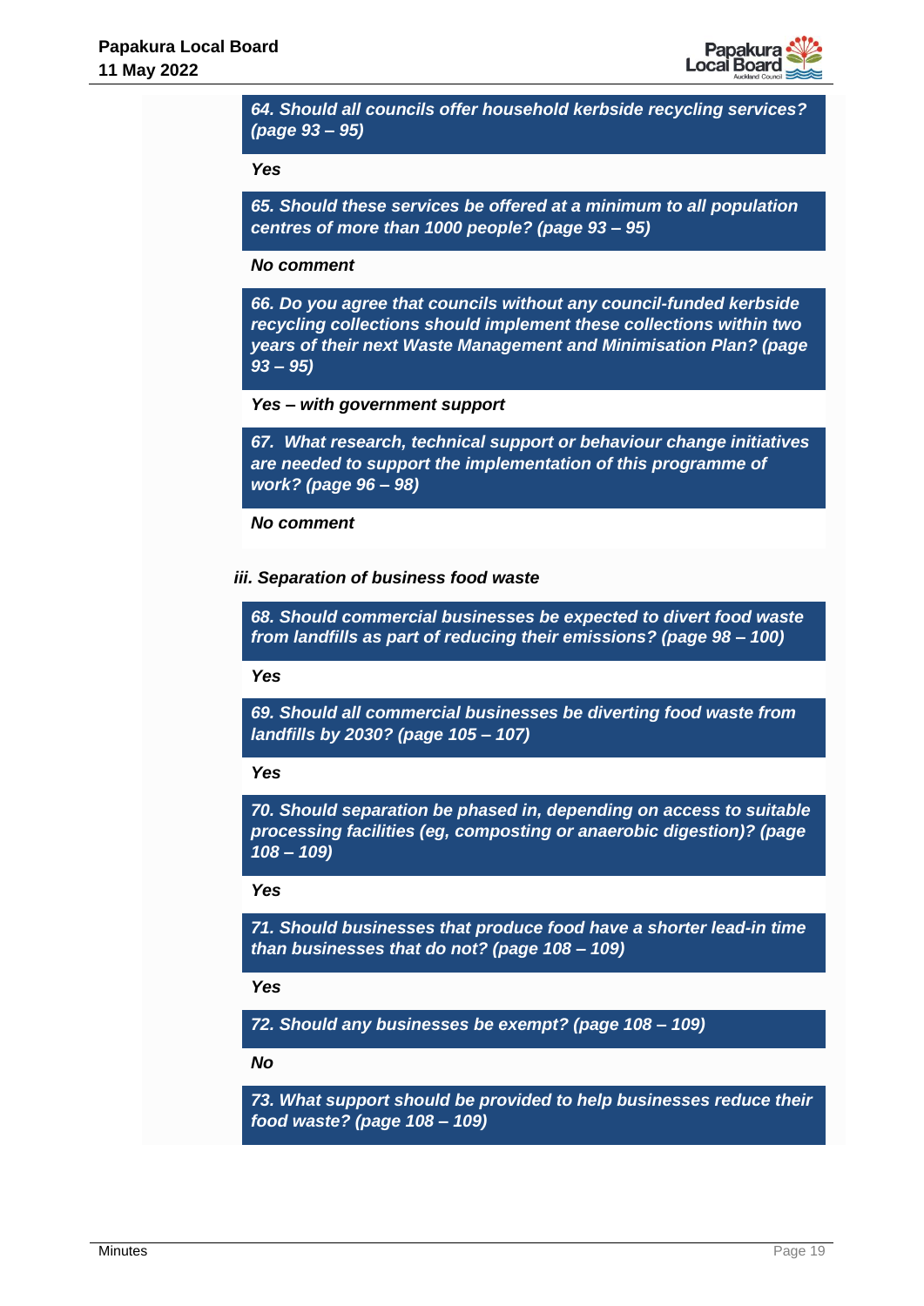***64. Should all councils offer household kerbside recycling services? (page 93 – 95)***

***Yes***

***65. Should these services be offered at a minimum to all population centres of more than 1000 people? (page 93 – 95)***

***No comment***

***66. Do you agree that councils without any council-funded kerbside recycling collections should implement these collections within two years of their next Waste Management and Minimisation Plan? (page 93 – 95)***

***Yes – with government support***

***67. What research, technical support or behaviour change initiatives are needed to support the implementation of this programme of work? (page 96 – 98)***

***No comment***

***iii. Separation of business food waste***

***68. Should commercial businesses be expected to divert food waste from landfills as part of reducing their emissions? (page 98 – 100)***

***Yes***

***69. Should all commercial businesses be diverting food waste from landfills by 2030? (page 105 – 107)***

***Yes***

***70. Should separation be phased in, depending on access to suitable processing facilities (eg, composting or anaerobic digestion)? (page 108 – 109)***

***Yes***

***71. Should businesses that produce food have a shorter lead-in time than businesses that do not? (page 108 – 109)***

***Yes***

***72. Should any businesses be exempt? (page 108 – 109)***

***No***

***73. What support should be provided to help businesses reduce their food waste? (page 108 – 109)***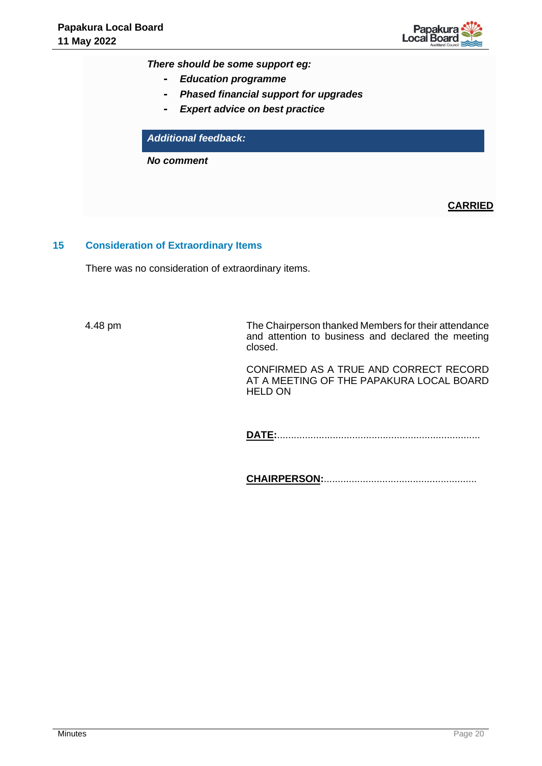***There should be some support eg:***

- ***Education programme***
- ***Phased financial support for upgrades***
- ***Expert advice on best practice***

***Additional feedback:***

***No comment***

**CARRIED**

## 15 Consideration of Extraordinary Items

There was no consideration of extraordinary items.

4.48 pm

The Chairperson thanked Members for their attendance and attention to business and declared the meeting closed.

CONFIRMED AS A TRUE AND CORRECT RECORD AT A MEETING OF THE PAPAKURA LOCAL BOARD HELD ON

**DATE:**.........................................................................

**CHAIRPERSON:**.......................................................